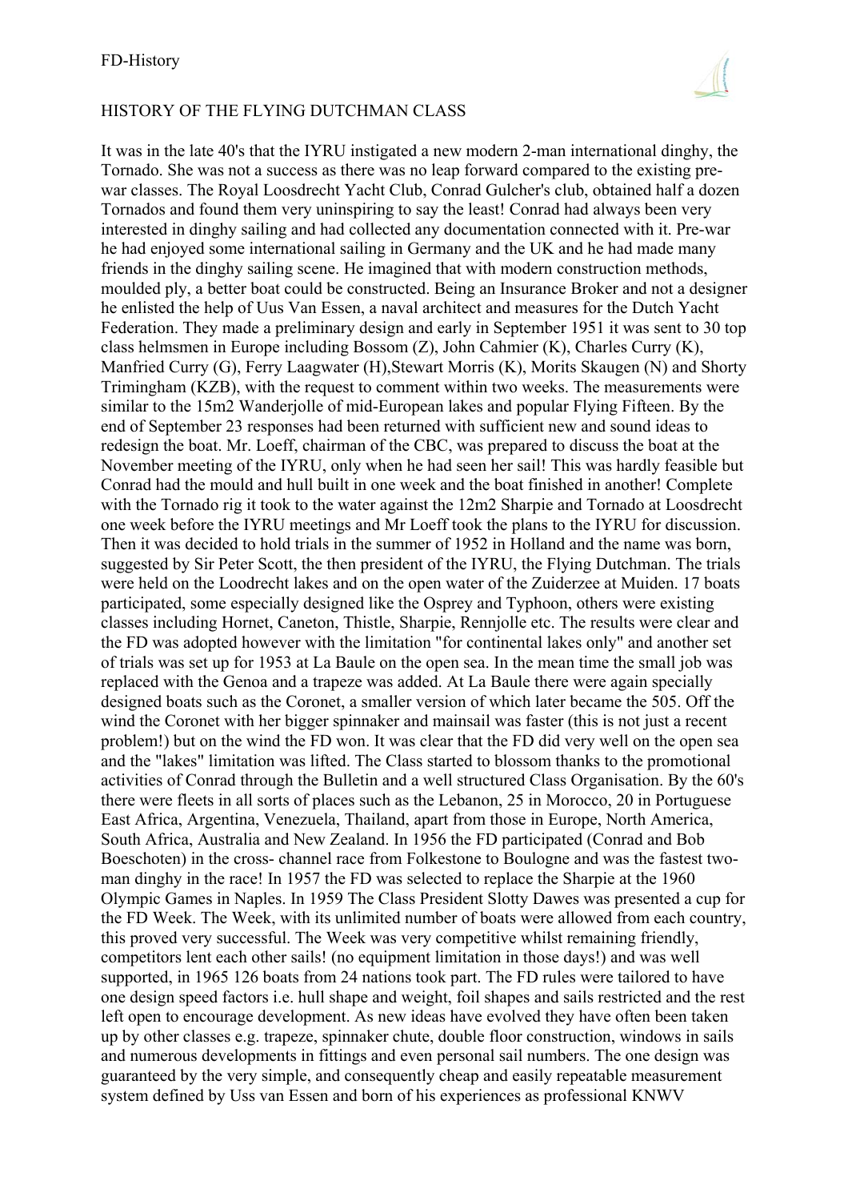# HISTORY OF THE FLYING DUTCHMAN CLASS

It was in the late 40's that the IYRU instigated a new modern 2-man international dinghy, the Tornado. She was not a success as there was no leap forward compared to the existing pre-war classes. The Royal Loosdrecht Yacht Club, Conrad Gulcher's club, obtained half a dozen Tornados and found them very uninspiring to say the least! Conrad had always been very interested in dinghy sailing and had collected any documentation connected with it. Pre-war he had enjoyed some international sailing in Germany and the UK and he had made many friends in the dinghy sailing scene. He imagined that with modern construction methods, moulded ply, a better boat could be constructed. Being an Insurance Broker and not a designer he enlisted the help of Uus Van Essen, a naval architect and measures for the Dutch Yacht Federation. They made a preliminary design and early in September 1951 it was sent to 30 top class helmsmen in Europe including Bossom (Z), John Cahmier (K), Charles Curry (K), Manfried Curry (G), Ferry Laagwater (H),Stewart Morris (K), Morits Skaugen (N) and Shorty Trimingham (KZB), with the request to comment within two weeks. The measurements were similar to the 15m2 Wanderjolle of mid-European lakes and popular Flying Fifteen. By the end of September 23 responses had been returned with sufficient new and sound ideas to redesign the boat. Mr. Loeff, chairman of the CBC, was prepared to discuss the boat at the November meeting of the IYRU, only when he had seen her sail! This was hardly feasible but Conrad had the mould and hull built in one week and the boat finished in another! Complete with the Tornado rig it took to the water against the 12m2 Sharpie and Tornado at Loosdrecht one week before the IYRU meetings and Mr Loeff took the plans to the IYRU for discussion. Then it was decided to hold trials in the summer of 1952 in Holland and the name was born, suggested by Sir Peter Scott, the then president of the IYRU, the Flying Dutchman. The trials were held on the Loodrecht lakes and on the open water of the Zuiderzee at Muiden. 17 boats participated, some especially designed like the Osprey and Typhoon, others were existing classes including Hornet, Caneton, Thistle, Sharpie, Rennjolle etc. The results were clear and the FD was adopted however with the limitation "for continental lakes only" and another set of trials was set up for 1953 at La Baule on the open sea. In the mean time the small job was replaced with the Genoa and a trapeze was added. At La Baule there were again specially designed boats such as the Coronet, a smaller version of which later became the 505. Off the wind the Coronet with her bigger spinnaker and mainsail was faster (this is not just a recent problem!) but on the wind the FD won. It was clear that the FD did very well on the open sea and the "lakes" limitation was lifted. The Class started to blossom thanks to the promotional activities of Conrad through the Bulletin and a well structured Class Organisation. By the 60's there were fleets in all sorts of places such as the Lebanon, 25 in Morocco, 20 in Portuguese East Africa, Argentina, Venezuela, Thailand, apart from those in Europe, North America, South Africa, Australia and New Zealand. In 1956 the FD participated (Conrad and Bob Boeschoten) in the cross- channel race from Folkestone to Boulogne and was the fastest two-man dinghy in the race! In 1957 the FD was selected to replace the Sharpie at the 1960 Olympic Games in Naples. In 1959 The Class President Slotty Dawes was presented a cup for the FD Week. The Week, with its unlimited number of boats were allowed from each country, this proved very successful. The Week was very competitive whilst remaining friendly, competitors lent each other sails! (no equipment limitation in those days!) and was well supported, in 1965 126 boats from 24 nations took part. The FD rules were tailored to have one design speed factors i.e. hull shape and weight, foil shapes and sails restricted and the rest left open to encourage development. As new ideas have evolved they have often been taken up by other classes e.g. trapeze, spinnaker chute, double floor construction, windows in sails and numerous developments in fittings and even personal sail numbers. The one design was guaranteed by the very simple, and consequently cheap and easily repeatable measurement system defined by Uss van Essen and born of his experiences as professional KNWV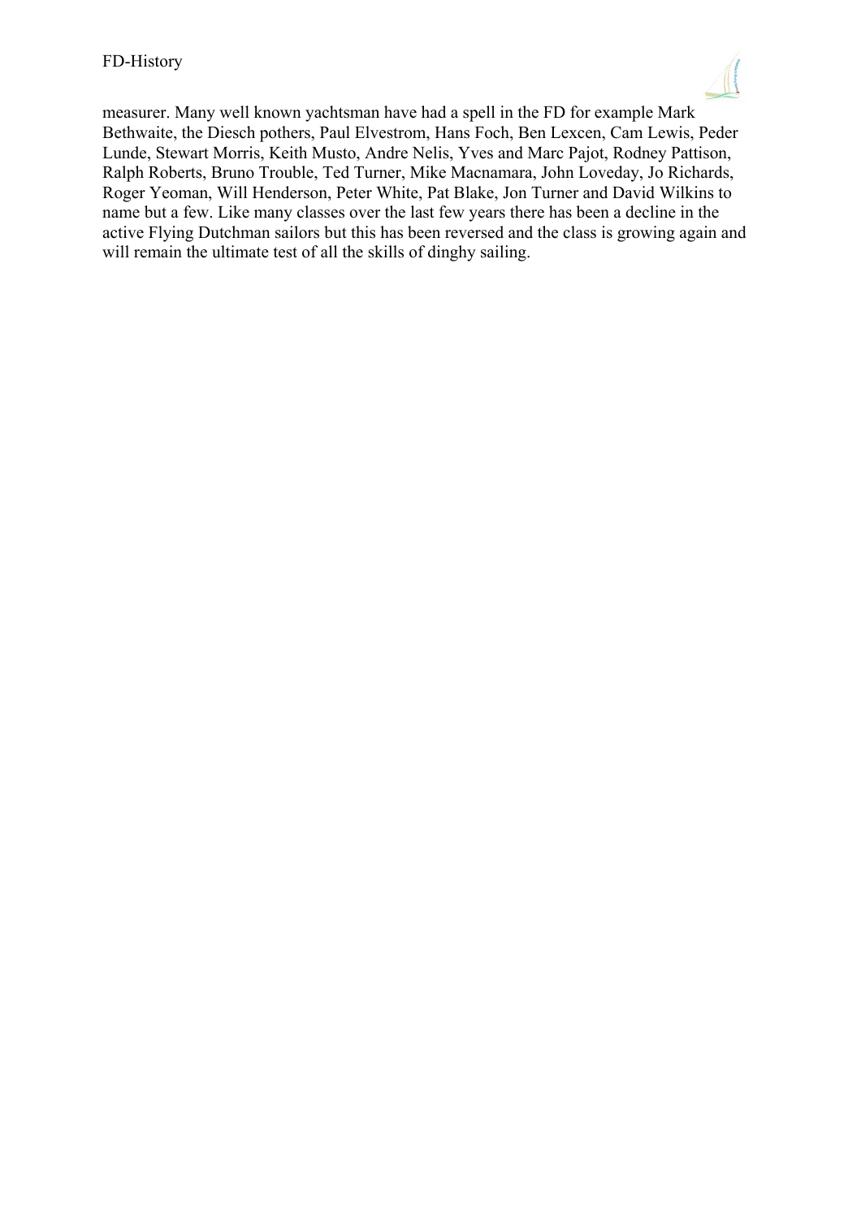measurer. Many well known yachtsman have had a spell in the FD for example Mark Bethwaite, the Diesch pothers, Paul Elvestrom, Hans Foch, Ben Lexcen, Cam Lewis, Peder Lunde, Stewart Morris, Keith Musto, Andre Nelis, Yves and Marc Pajot, Rodney Pattison, Ralph Roberts, Bruno Trouble, Ted Turner, Mike Macnamara, John Loveday, Jo Richards, Roger Yeoman, Will Henderson, Peter White, Pat Blake, Jon Turner and David Wilkins to name but a few. Like many classes over the last few years there has been a decline in the active Flying Dutchman sailors but this has been reversed and the class is growing again and will remain the ultimate test of all the skills of dinghy sailing.